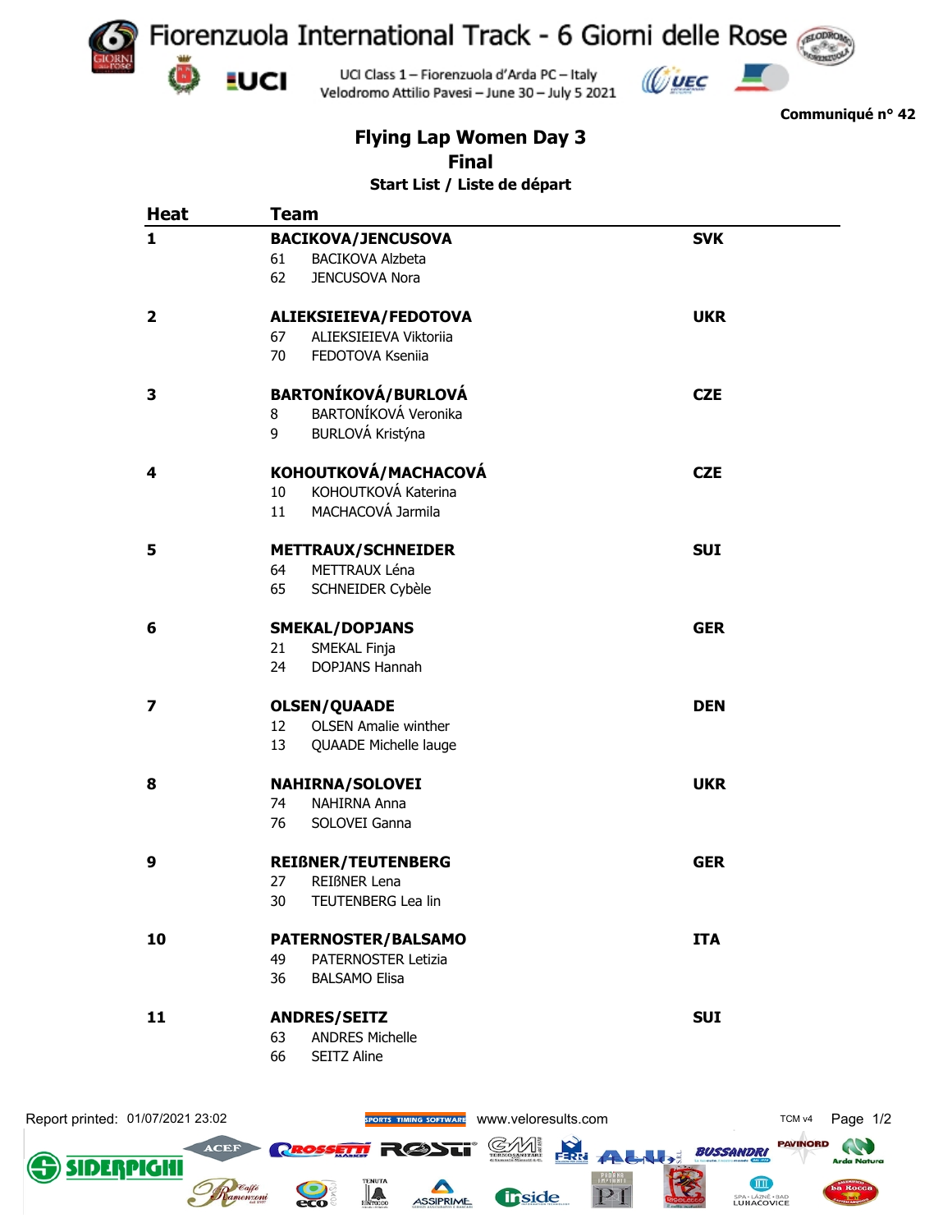# Fiorenzuola International Track - 6 Giorni delle Rose

UCI Class 1 – Fiorenzuola d'Arda PC – Italy
Velodromo Attilio Pavesi – June 30 – July 5 2021

**Communiqué n° 42**

## Flying Lap Women Day 3
## Final
### Start List / Liste de départ

| Heat | Team | | |
|---|---|---|---|
| **1** | **BACIKOVA/JENCUSOVA** | | **SVK** |
| | 61 | BACIKOVA Alzbeta | |
| | 62 | JENCUSOVA Nora | |
| **2** | **ALIEKSIEIEVA/FEDOTOVA** | | **UKR** |
| | 67 | ALIEKSIEIEVA Viktoriia | |
| | 70 | FEDOTOVA Kseniia | |
| **3** | **BARTONÍKOVÁ/BURLOVÁ** | | **CZE** |
| | 8 | BARTONÍKOVÁ Veronika | |
| | 9 | BURLOVÁ Kristýna | |
| **4** | **KOHOUTKOVÁ/MACHACOVÁ** | | **CZE** |
| | 10 | KOHOUTKOVÁ Katerina | |
| | 11 | MACHACOVÁ Jarmila | |
| **5** | **METTRAUX/SCHNEIDER** | | **SUI** |
| | 64 | METTRAUX Léna | |
| | 65 | SCHNEIDER Cybèle | |
| **6** | **SMEKAL/DOPJANS** | | **GER** |
| | 21 | SMEKAL Finja | |
| | 24 | DOPJANS Hannah | |
| **7** | **OLSEN/QUAADE** | | **DEN** |
| | 12 | OLSEN Amalie winther | |
| | 13 | QUAADE Michelle lauge | |
| **8** | **NAHIRNA/SOLOVEI** | | **UKR** |
| | 74 | NAHIRNA Anna | |
| | 76 | SOLOVEI Ganna | |
| **9** | **REIßNER/TEUTENBERG** | | **GER** |
| | 27 | REIßNER Lena | |
| | 30 | TEUTENBERG Lea lin | |
| **10** | **PATERNOSTER/BALSAMO** | | **ITA** |
| | 49 | PATERNOSTER Letizia | |
| | 36 | BALSAMO Elisa | |
| **11** | **ANDRES/SEITZ** | | **SUI** |
| | 63 | ANDRES Michelle | |
| | 66 | SEITZ Aline | |

Report printed: 01/07/2021 23:02 www.veloresults.com TCM v4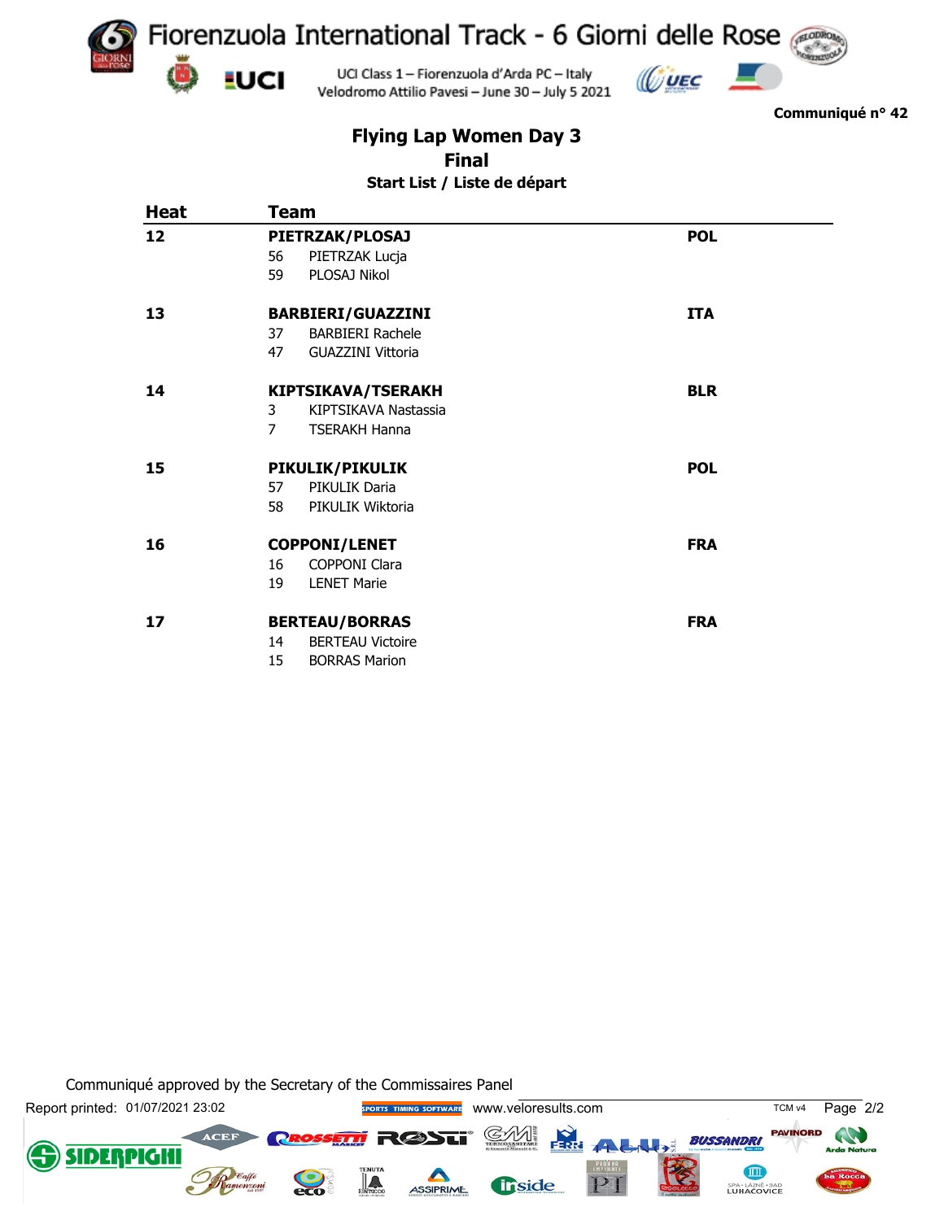Communiqué n° 42

# Flying Lap Women Day 3

## Final

### Start List / Liste de départ

| Heat | Team | | |
|---|---|---|---|
| **12** | **PIETRZAK/PLOSAJ** | | **POL** |
| | 56 | PIETRZAK Lucja | |
| | 59 | PLOSAJ Nikol | |
| **13** | **BARBIERI/GUAZZINI** | | **ITA** |
| | 37 | BARBIERI Rachele | |
| | 47 | GUAZZINI Vittoria | |
| **14** | **KIPTSIKAVA/TSERAKH** | | **BLR** |
| | 3 | KIPTSIKAVA Nastassia | |
| | 7 | TSERAKH Hanna | |
| **15** | **PIKULIK/PIKULIK** | | **POL** |
| | 57 | PIKULIK Daria | |
| | 58 | PIKULIK Wiktoria | |
| **16** | **COPPONI/LENET** | | **FRA** |
| | 16 | COPPONI Clara | |
| | 19 | LENET Marie | |
| **17** | **BERTEAU/BORRAS** | | **FRA** |
| | 14 | BERTEAU Victoire | |
| | 15 | BORRAS Marion | |

Communiqué approved by the Secretary of the Commissaires Panel

Report printed: 01/07/2021 23:02